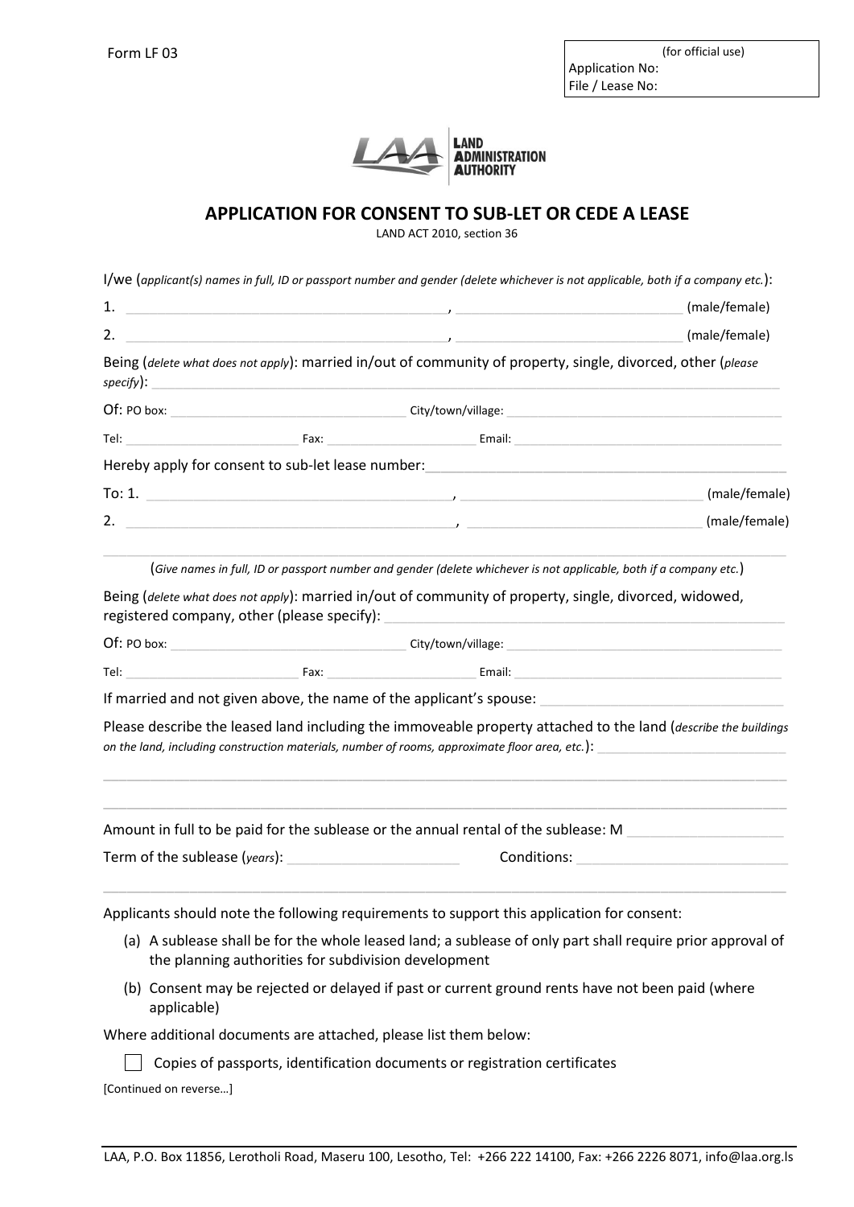Form LF 03

| (for official use) |
| --- |
| Application No: |
| File / Lease No: |

LAND ADMINISTRATION AUTHORITY

# APPLICATION FOR CONSENT TO SUB-LET OR CEDE A LEASE

LAND ACT 2010, section 36

I/we (*applicant(s) names in full, ID or passport number and gender (delete whichever is not applicable, both if a company etc.*):

1. ______________________________ , ______________________ (male/female)
2. ______________________________ , ______________________ (male/female)

Being (*delete what does not apply*): married in/out of community of property, single, divorced, other (*please specify*): ______________________________

Of: PO box: ______________ City/town/village: ______________________

Tel: ______________ Fax: ______________ Email: ______________________

Hereby apply for consent to sub-let lease number: ______________________

To: 1. ______________________________ , ______________________ (male/female)

2. ______________________________ , ______________________ (male/female)

______________________________________________________________

(*Give names in full, ID or passport number and gender (delete whichever is not applicable, both if a company etc.*)

Being (*delete what does not apply*): married in/out of community of property, single, divorced, widowed, registered company, other (please specify): ______________________

Of: PO box: ______________ City/town/village: ______________________

Tel: ______________ Fax: ______________ Email: ______________________

If married and not given above, the name of the applicant's spouse: ______________________

Please describe the leased land including the immoveable property attached to the land (*describe the buildings on the land, including construction materials, number of rooms, approximate floor area, etc.*): ______________________

______________________________________________________________

______________________________________________________________

Amount in full to be paid for the sublease or the annual rental of the sublease: M ______________

Term of the sublease (*years*): ______________ Conditions: ______________________

______________________________________________________________

Applicants should note the following requirements to support this application for consent:

(a) A sublease shall be for the whole leased land; a sublease of only part shall require prior approval of the planning authorities for subdivision development

(b) Consent may be rejected or delayed if past or current ground rents have not been paid (where applicable)

Where additional documents are attached, please list them below:

☐ Copies of passports, identification documents or registration certificates

[Continued on reverse…]

LAA, P.O. Box 11856, Lerotholi Road, Maseru 100, Lesotho, Tel: +266 222 14100, Fax: +266 2226 8071, info@laa.org.ls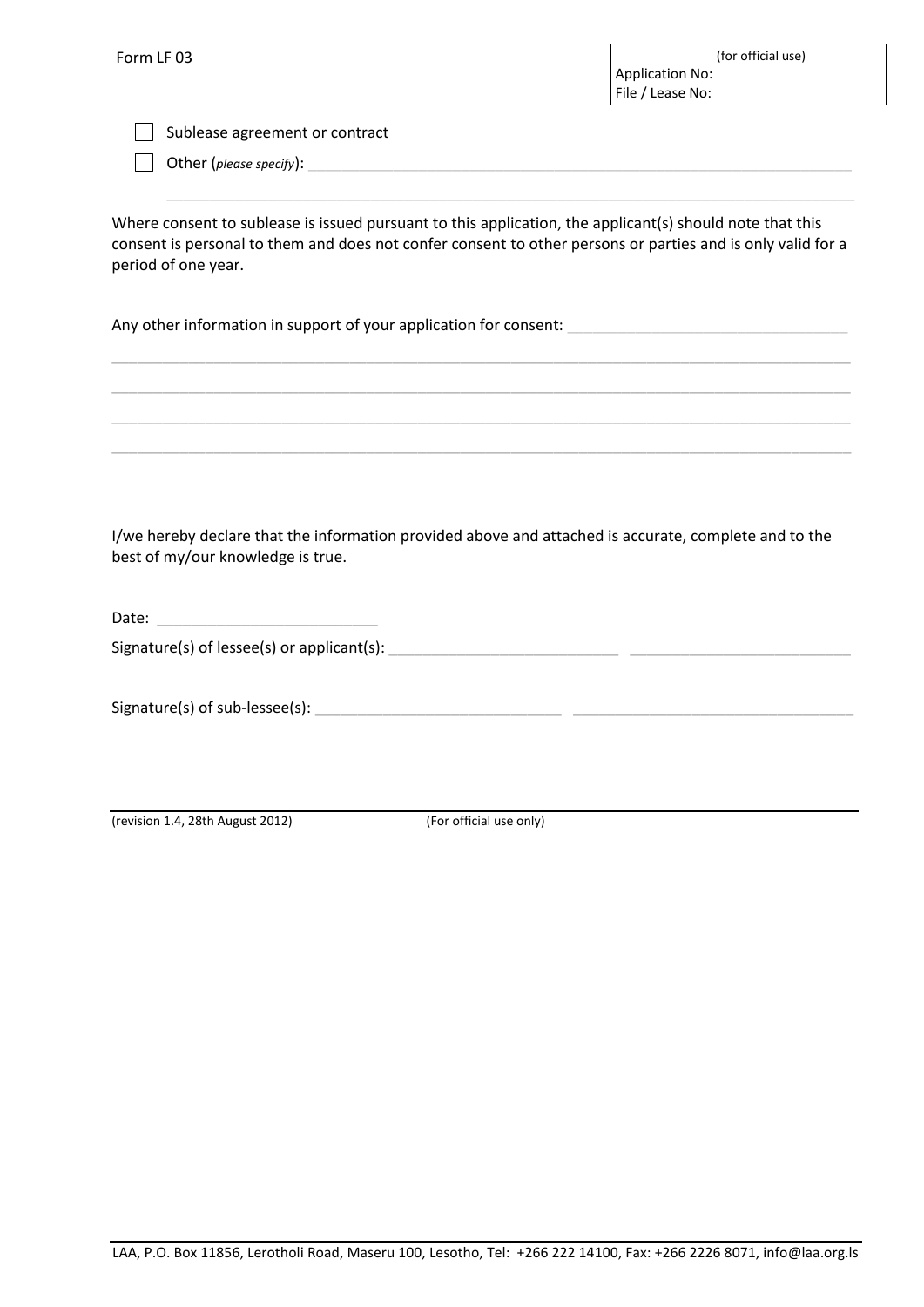Form LF 03

| (for official use) |
|---|
| Application No: |
| File / Lease No: |

- ☐ Sublease agreement or contract
- ☐ Other (*please specify*): \_\_\_\_\_\_\_\_\_\_\_\_\_\_\_\_\_\_\_\_\_\_\_\_\_\_\_\_\_\_\_\_\_\_\_\_\_\_\_\_

Where consent to sublease is issued pursuant to this application, the applicant(s) should note that this consent is personal to them and does not confer consent to other persons or parties and is only valid for a period of one year.

Any other information in support of your application for consent: \_\_\_\_\_\_\_\_\_\_\_\_\_\_\_\_\_\_\_\_\_\_\_\_\_\_\_\_\_\_\_\_

I/we hereby declare that the information provided above and attached is accurate, complete and to the best of my/our knowledge is true.

Date: \_\_\_\_\_\_\_\_\_\_\_\_\_\_\_\_\_\_\_\_\_\_\_\_

Signature(s) of lessee(s) or applicant(s): \_\_\_\_\_\_\_\_\_\_\_\_\_\_\_\_\_\_\_\_\_\_\_\_ \_\_\_\_\_\_\_\_\_\_\_\_\_\_\_\_\_\_\_\_\_\_\_\_

Signature(s) of sub-lessee(s): \_\_\_\_\_\_\_\_\_\_\_\_\_\_\_\_\_\_\_\_\_\_\_\_ \_\_\_\_\_\_\_\_\_\_\_\_\_\_\_\_\_\_\_\_\_\_\_\_

(revision 1.4, 28th August 2012) (For official use only)

LAA, P.O. Box 11856, Lerotholi Road, Maseru 100, Lesotho, Tel: +266 222 14100, Fax: +266 2226 8071, info@laa.org.ls